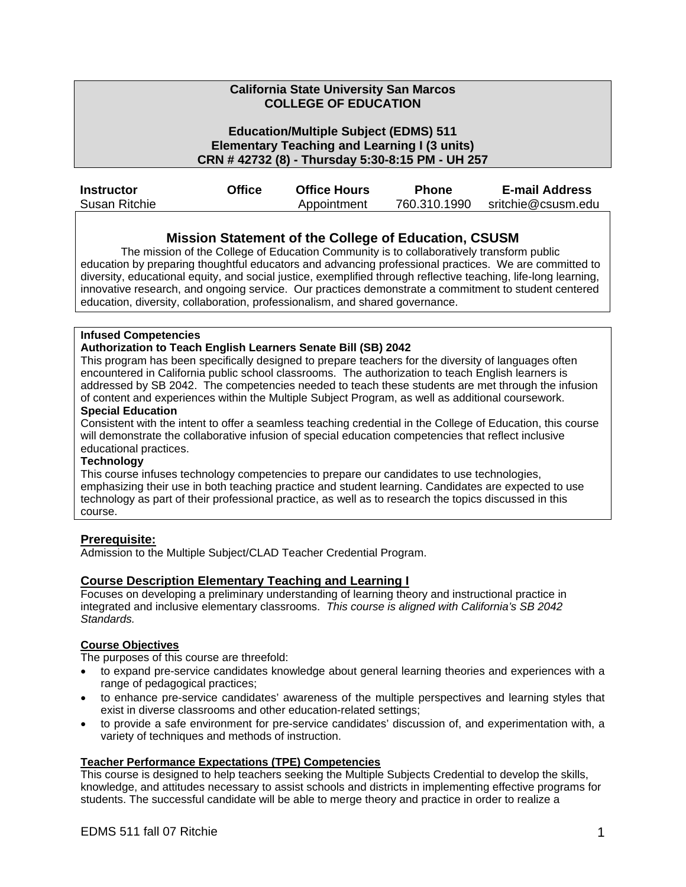**California State University San Marcos**
**COLLEGE OF EDUCATION**

**Education/Multiple Subject (EDMS) 511**
**Elementary Teaching and Learning I (3 units)**
**CRN # 42732 (8) - Thursday 5:30-8:15 PM - UH 257**

| Instructor | Office | Office Hours | Phone | E-mail Address |
|---|---|---|---|---|
| Susan Ritchie | | Appointment | 760.310.1990 | sritchie@csusm.edu |

## Mission Statement of the College of Education, CSUSM

The mission of the College of Education Community is to collaboratively transform public education by preparing thoughtful educators and advancing professional practices. We are committed to diversity, educational equity, and social justice, exemplified through reflective teaching, life-long learning, innovative research, and ongoing service. Our practices demonstrate a commitment to student centered education, diversity, collaboration, professionalism, and shared governance.

**Infused Competencies**

**Authorization to Teach English Learners Senate Bill (SB) 2042**

This program has been specifically designed to prepare teachers for the diversity of languages often encountered in California public school classrooms. The authorization to teach English learners is addressed by SB 2042. The competencies needed to teach these students are met through the infusion of content and experiences within the Multiple Subject Program, as well as additional coursework.

**Special Education**

Consistent with the intent to offer a seamless teaching credential in the College of Education, this course will demonstrate the collaborative infusion of special education competencies that reflect inclusive educational practices.

**Technology**

This course infuses technology competencies to prepare our candidates to use technologies, emphasizing their use in both teaching practice and student learning. Candidates are expected to use technology as part of their professional practice, as well as to research the topics discussed in this course.

### Prerequisite:

Admission to the Multiple Subject/CLAD Teacher Credential Program.

### Course Description Elementary Teaching and Learning I

Focuses on developing a preliminary understanding of learning theory and instructional practice in integrated and inclusive elementary classrooms. *This course is aligned with California's SB 2042 Standards.*

#### Course Objectives

The purposes of this course are threefold:

- to expand pre-service candidates knowledge about general learning theories and experiences with a range of pedagogical practices;
- to enhance pre-service candidates' awareness of the multiple perspectives and learning styles that exist in diverse classrooms and other education-related settings;
- to provide a safe environment for pre-service candidates' discussion of, and experimentation with, a variety of techniques and methods of instruction.

#### Teacher Performance Expectations (TPE) Competencies

This course is designed to help teachers seeking the Multiple Subjects Credential to develop the skills, knowledge, and attitudes necessary to assist schools and districts in implementing effective programs for students. The successful candidate will be able to merge theory and practice in order to realize a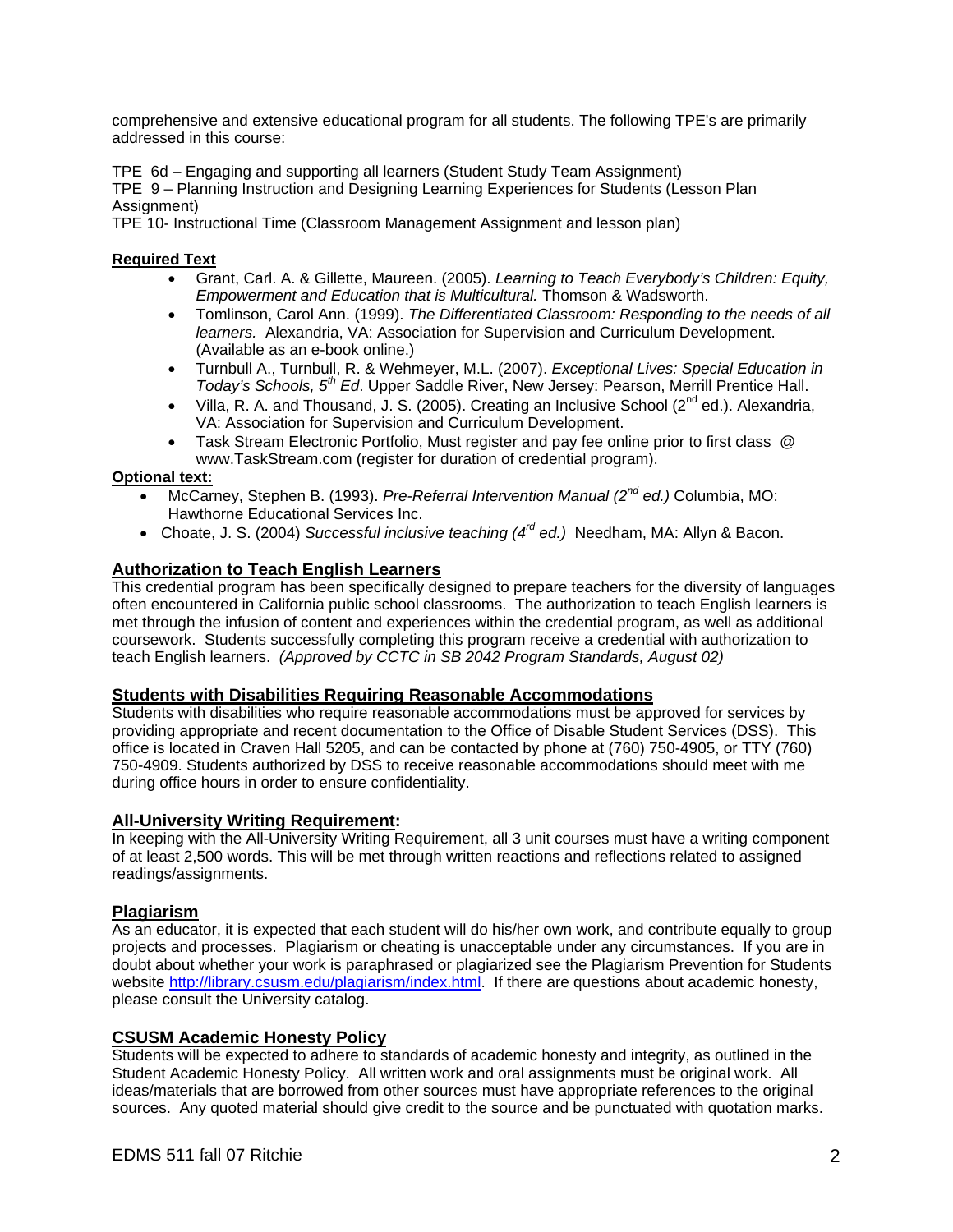comprehensive and extensive educational program for all students. The following TPE's are primarily addressed in this course:

TPE 6d – Engaging and supporting all learners (Student Study Team Assignment)
TPE 9 – Planning Instruction and Designing Learning Experiences for Students (Lesson Plan Assignment)
TPE 10- Instructional Time (Classroom Management Assignment and lesson plan)

**Required Text**

- Grant, Carl. A. & Gillette, Maureen. (2005). *Learning to Teach Everybody's Children: Equity, Empowerment and Education that is Multicultural.* Thomson & Wadsworth.
- Tomlinson, Carol Ann. (1999). *The Differentiated Classroom: Responding to the needs of all learners.* Alexandria, VA: Association for Supervision and Curriculum Development. (Available as an e-book online.)
- Turnbull A., Turnbull, R. & Wehmeyer, M.L. (2007). *Exceptional Lives: Special Education in Today's Schools, 5th Ed*. Upper Saddle River, New Jersey: Pearson, Merrill Prentice Hall.
- Villa, R. A. and Thousand, J. S. (2005). Creating an Inclusive School (2nd ed.). Alexandria, VA: Association for Supervision and Curriculum Development.
- Task Stream Electronic Portfolio, Must register and pay fee online prior to first class @ www.TaskStream.com (register for duration of credential program).

**Optional text:**

- McCarney, Stephen B. (1993). *Pre-Referral Intervention Manual (2nd ed.)* Columbia, MO: Hawthorne Educational Services Inc.
- Choate, J. S. (2004) *Successful inclusive teaching (4rd ed.)* Needham, MA: Allyn & Bacon.

## Authorization to Teach English Learners

This credential program has been specifically designed to prepare teachers for the diversity of languages often encountered in California public school classrooms. The authorization to teach English learners is met through the infusion of content and experiences within the credential program, as well as additional coursework. Students successfully completing this program receive a credential with authorization to teach English learners. *(Approved by CCTC in SB 2042 Program Standards, August 02)*

## Students with Disabilities Requiring Reasonable Accommodations

Students with disabilities who require reasonable accommodations must be approved for services by providing appropriate and recent documentation to the Office of Disable Student Services (DSS). This office is located in Craven Hall 5205, and can be contacted by phone at (760) 750-4905, or TTY (760) 750-4909. Students authorized by DSS to receive reasonable accommodations should meet with me during office hours in order to ensure confidentiality.

## All-University Writing Requirement:

In keeping with the All-University Writing Requirement, all 3 unit courses must have a writing component of at least 2,500 words. This will be met through written reactions and reflections related to assigned readings/assignments.

## Plagiarism

As an educator, it is expected that each student will do his/her own work, and contribute equally to group projects and processes. Plagiarism or cheating is unacceptable under any circumstances. If you are in doubt about whether your work is paraphrased or plagiarized see the Plagiarism Prevention for Students website http://library.csusm.edu/plagiarism/index.html. If there are questions about academic honesty, please consult the University catalog.

## CSUSM Academic Honesty Policy

Students will be expected to adhere to standards of academic honesty and integrity, as outlined in the Student Academic Honesty Policy. All written work and oral assignments must be original work. All ideas/materials that are borrowed from other sources must have appropriate references to the original sources. Any quoted material should give credit to the source and be punctuated with quotation marks.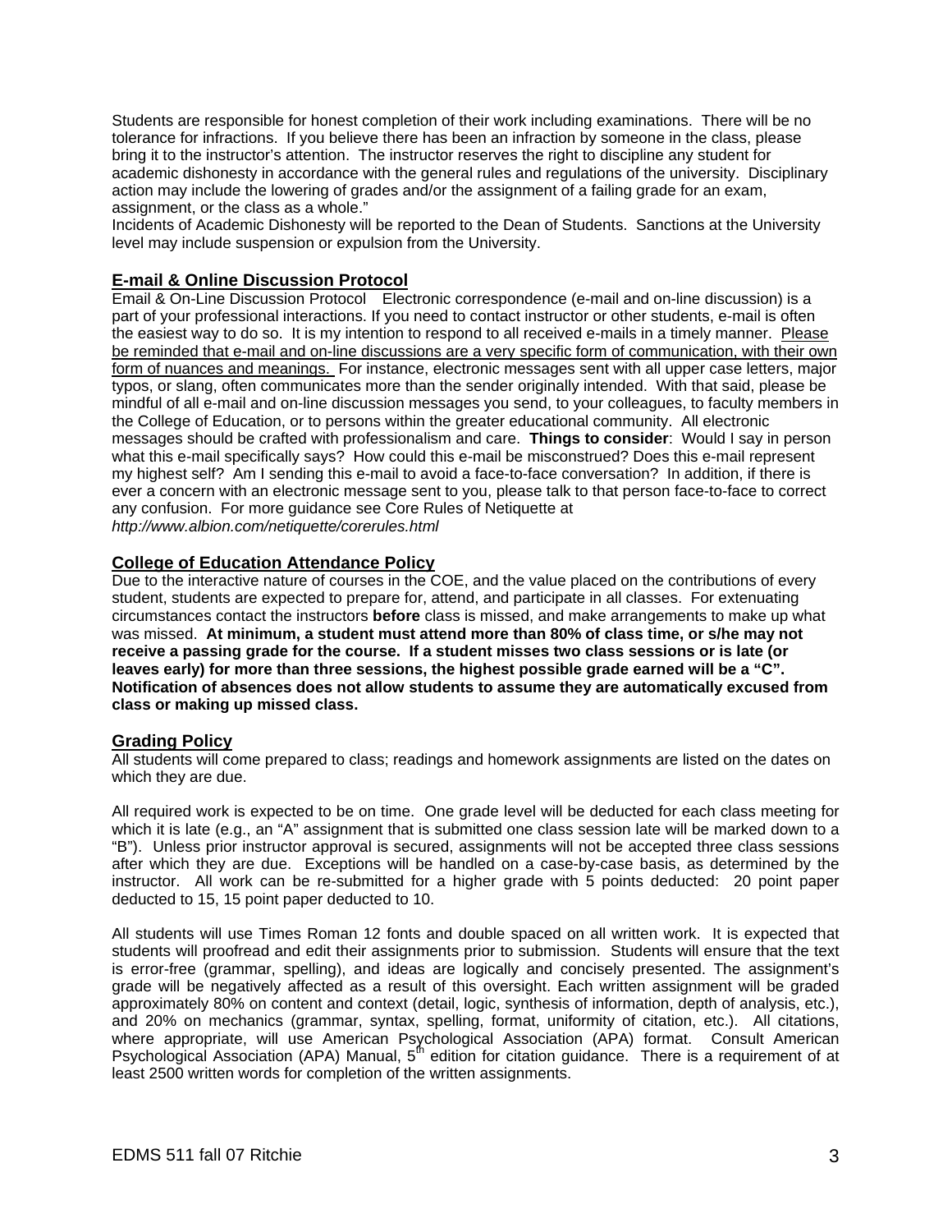Students are responsible for honest completion of their work including examinations. There will be no tolerance for infractions. If you believe there has been an infraction by someone in the class, please bring it to the instructor's attention. The instructor reserves the right to discipline any student for academic dishonesty in accordance with the general rules and regulations of the university. Disciplinary action may include the lowering of grades and/or the assignment of a failing grade for an exam, assignment, or the class as a whole."
Incidents of Academic Dishonesty will be reported to the Dean of Students. Sanctions at the University level may include suspension or expulsion from the University.

## E-mail & Online Discussion Protocol

Email & On-Line Discussion Protocol   Electronic correspondence (e-mail and on-line discussion) is a part of your professional interactions. If you need to contact instructor or other students, e-mail is often the easiest way to do so. It is my intention to respond to all received e-mails in a timely manner. <u>Please be reminded that e-mail and on-line discussions are a very specific form of communication, with their own form of nuances and meanings.</u> For instance, electronic messages sent with all upper case letters, major typos, or slang, often communicates more than the sender originally intended. With that said, please be mindful of all e-mail and on-line discussion messages you send, to your colleagues, to faculty members in the College of Education, or to persons within the greater educational community. All electronic messages should be crafted with professionalism and care. **Things to consider**: Would I say in person what this e-mail specifically says? How could this e-mail be misconstrued? Does this e-mail represent my highest self? Am I sending this e-mail to avoid a face-to-face conversation? In addition, if there is ever a concern with an electronic message sent to you, please talk to that person face-to-face to correct any confusion. For more guidance see Core Rules of Netiquette at *http://www.albion.com/netiquette/corerules.html*

## College of Education Attendance Policy

Due to the interactive nature of courses in the COE, and the value placed on the contributions of every student, students are expected to prepare for, attend, and participate in all classes. For extenuating circumstances contact the instructors **before** class is missed, and make arrangements to make up what was missed. **At minimum, a student must attend more than 80% of class time, or s/he may not receive a passing grade for the course. If a student misses two class sessions or is late (or leaves early) for more than three sessions, the highest possible grade earned will be a "C". Notification of absences does not allow students to assume they are automatically excused from class or making up missed class.**

## Grading Policy

All students will come prepared to class; readings and homework assignments are listed on the dates on which they are due.

All required work is expected to be on time. One grade level will be deducted for each class meeting for which it is late (e.g., an "A" assignment that is submitted one class session late will be marked down to a "B"). Unless prior instructor approval is secured, assignments will not be accepted three class sessions after which they are due. Exceptions will be handled on a case-by-case basis, as determined by the instructor. All work can be re-submitted for a higher grade with 5 points deducted: 20 point paper deducted to 15, 15 point paper deducted to 10.

All students will use Times Roman 12 fonts and double spaced on all written work. It is expected that students will proofread and edit their assignments prior to submission. Students will ensure that the text is error-free (grammar, spelling), and ideas are logically and concisely presented. The assignment's grade will be negatively affected as a result of this oversight. Each written assignment will be graded approximately 80% on content and context (detail, logic, synthesis of information, depth of analysis, etc.), and 20% on mechanics (grammar, syntax, spelling, format, uniformity of citation, etc.). All citations, where appropriate, will use American Psychological Association (APA) format. Consult American Psychological Association (APA) Manual, 5th edition for citation guidance. There is a requirement of at least 2500 written words for completion of the written assignments.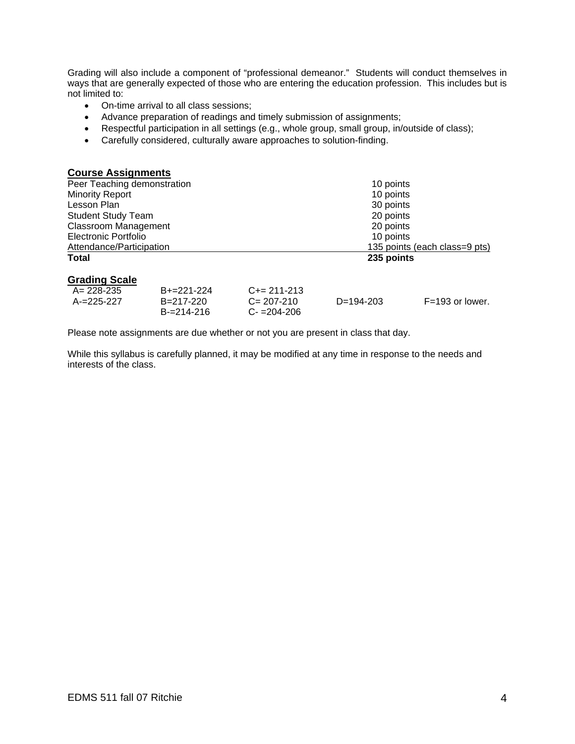Grading will also include a component of "professional demeanor." Students will conduct themselves in ways that are generally expected of those who are entering the education profession. This includes but is not limited to:

- On-time arrival to all class sessions;
- Advance preparation of readings and timely submission of assignments;
- Respectful participation in all settings (e.g., whole group, small group, in/outside of class);
- Carefully considered, culturally aware approaches to solution-finding.

## Course Assignments

| | |
|---|---|
| Peer Teaching demonstration | 10 points |
| Minority Report | 10 points |
| Lesson Plan | 30 points |
| Student Study Team | 20 points |
| Classroom Management | 20 points |
| Electronic Portfolio | 10 points |
| Attendance/Participation | 135 points (each class=9 pts) |
| **Total** | **235 points** |

## Grading Scale

| | | | | |
|---|---|---|---|---|
| A= 228-235 | B+=221-224 | C+= 211-213 | | |
| A-=225-227 | B=217-220 | C= 207-210 | D=194-203 | F=193 or lower. |
| | B-=214-216 | C- =204-206 | | |

Please note assignments are due whether or not you are present in class that day.

While this syllabus is carefully planned, it may be modified at any time in response to the needs and interests of the class.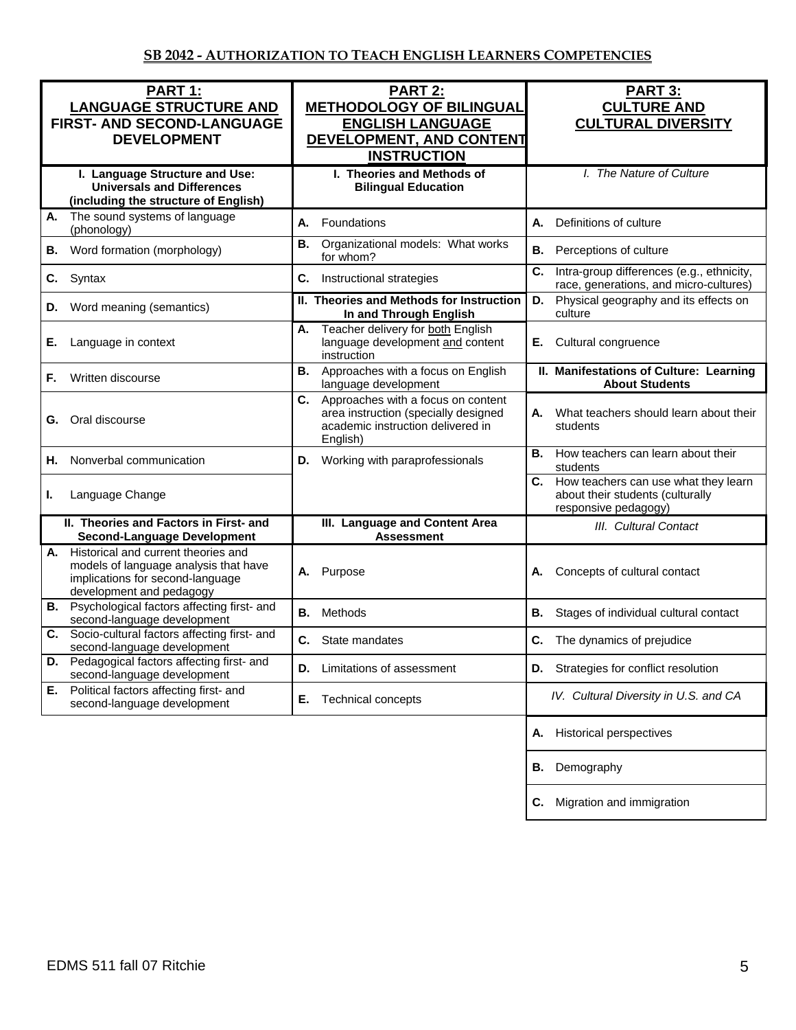## SB 2042 - AUTHORIZATION TO TEACH ENGLISH LEARNERS COMPETENCIES

| PART 1: LANGUAGE STRUCTURE AND FIRST- AND SECOND-LANGUAGE DEVELOPMENT | PART 2: METHODOLOGY OF BILINGUAL ENGLISH LANGUAGE DEVELOPMENT, AND CONTENT INSTRUCTION | PART 3: CULTURE AND CULTURAL DIVERSITY |
|---|---|---|
| **I. Language Structure and Use: Universals and Differences (including the structure of English)** | **I. Theories and Methods of Bilingual Education** | *I. The Nature of Culture* |
| **A.** The sound systems of language (phonology) | **A.** Foundations | **A.** Definitions of culture |
| **B.** Word formation (morphology) | **B.** Organizational models: What works for whom? | **B.** Perceptions of culture |
| **C.** Syntax | **C.** Instructional strategies | **C.** Intra-group differences (e.g., ethnicity, race, generations, and micro-cultures) |
| **D.** Word meaning (semantics) | **II. Theories and Methods for Instruction In and Through English** | **D.** Physical geography and its effects on culture |
| **E.** Language in context | **A.** Teacher delivery for both English language development and content instruction | **E.** Cultural congruence |
| **F.** Written discourse | **B.** Approaches with a focus on English language development | **II. Manifestations of Culture: Learning About Students** |
| **G.** Oral discourse | **C.** Approaches with a focus on content area instruction (specially designed academic instruction delivered in English) | **A.** What teachers should learn about their students |
| **H.** Nonverbal communication | **D.** Working with paraprofessionals | **B.** How teachers can learn about their students |
| **I.** Language Change | | **C.** How teachers can use what they learn about their students (culturally responsive pedagogy) |
| **II. Theories and Factors in First- and Second-Language Development** | **III. Language and Content Area Assessment** | *III. Cultural Contact* |
| **A.** Historical and current theories and models of language analysis that have implications for second-language development and pedagogy | **A.** Purpose | **A.** Concepts of cultural contact |
| **B.** Psychological factors affecting first- and second-language development | **B.** Methods | **B.** Stages of individual cultural contact |
| **C.** Socio-cultural factors affecting first- and second-language development | **C.** State mandates | **C.** The dynamics of prejudice |
| **D.** Pedagogical factors affecting first- and second-language development | **D.** Limitations of assessment | **D.** Strategies for conflict resolution |
| **E.** Political factors affecting first- and second-language development | **E.** Technical concepts | *IV. Cultural Diversity in U.S. and CA* |
| | | **A.** Historical perspectives |
| | | **B.** Demography |
| | | **C.** Migration and immigration |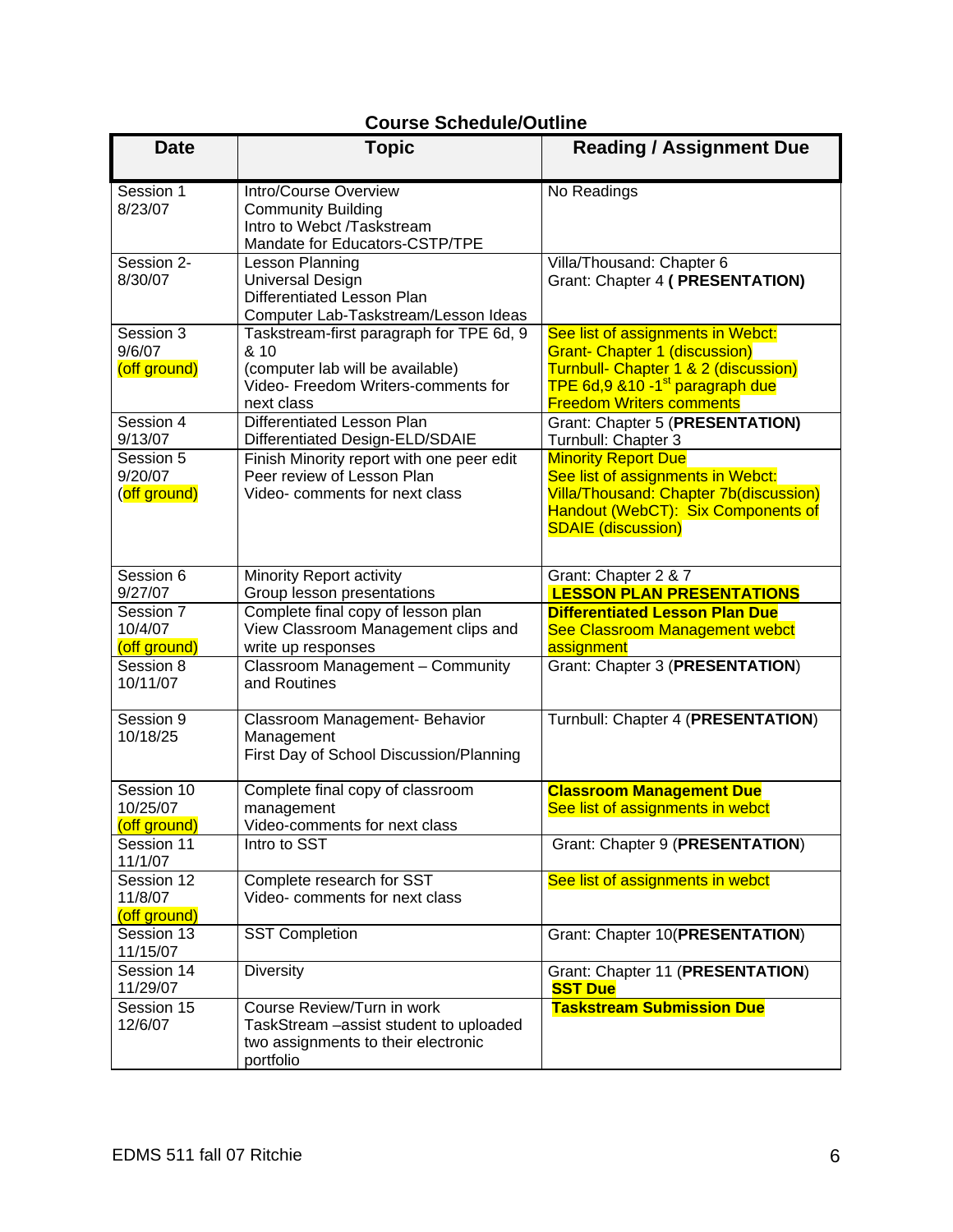## Course Schedule/Outline

| Date | Topic | Reading / Assignment Due |
|---|---|---|
| Session 1<br>8/23/07 | Intro/Course Overview<br>Community Building<br>Intro to Webct /Taskstream<br>Mandate for Educators-CSTP/TPE | No Readings |
| Session 2-<br>8/30/07 | Lesson Planning<br>Universal Design<br>Differentiated Lesson Plan<br>Computer Lab-Taskstream/Lesson Ideas | Villa/Thousand: Chapter 6<br>Grant: Chapter 4 **( PRESENTATION)** |
| Session 3<br>9/6/07<br>(off ground) | Taskstream-first paragraph for TPE 6d, 9 & 10<br>(computer lab will be available)<br>Video- Freedom Writers-comments for next class | See list of assignments in Webct:<br>Grant- Chapter 1 (discussion)<br>Turnbull- Chapter 1 & 2 (discussion)<br>TPE 6d,9 &10 -1st paragraph due<br>Freedom Writers comments |
| Session 4<br>9/13/07 | Differentiated Lesson Plan<br>Differentiated Design-ELD/SDAIE | Grant: Chapter 5 (**PRESENTATION)**<br>Turnbull: Chapter 3 |
| Session 5<br>9/20/07<br>(off ground) | Finish Minority report with one peer edit<br>Peer review of Lesson Plan<br>Video- comments for next class | Minority Report Due<br>See list of assignments in Webct:<br>Villa/Thousand: Chapter 7b(discussion)<br>Handout (WebCT): Six Components of SDAIE (discussion) |
| Session 6<br>9/27/07 | Minority Report activity<br>Group lesson presentations | Grant: Chapter 2 & 7<br>**LESSON PLAN PRESENTATIONS** |
| Session 7<br>10/4/07<br>(off ground) | Complete final copy of lesson plan<br>View Classroom Management clips and write up responses | **Differentiated Lesson Plan Due**<br>See Classroom Management webct assignment |
| Session 8<br>10/11/07 | Classroom Management – Community and Routines | Grant: Chapter 3 (**PRESENTATION**) |
| Session 9<br>10/18/25 | Classroom Management- Behavior Management<br>First Day of School Discussion/Planning | Turnbull: Chapter 4 (**PRESENTATION**) |
| Session 10<br>10/25/07<br>(off ground) | Complete final copy of classroom management<br>Video-comments for next class | **Classroom Management Due**<br>See list of assignments in webct |
| Session 11<br>11/1/07 | Intro to SST | Grant: Chapter 9 (**PRESENTATION**) |
| Session 12<br>11/8/07<br>(off ground) | Complete research for SST<br>Video- comments for next class | See list of assignments in webct |
| Session 13<br>11/15/07 | SST Completion | Grant: Chapter 10(**PRESENTATION**) |
| Session 14<br>11/29/07 | Diversity | Grant: Chapter 11 (**PRESENTATION**)<br>**SST Due** |
| Session 15<br>12/6/07 | Course Review/Turn in work<br>TaskStream –assist student to uploaded two assignments to their electronic portfolio | **Taskstream Submission Due** |

EDMS 511 fall 07 Ritchie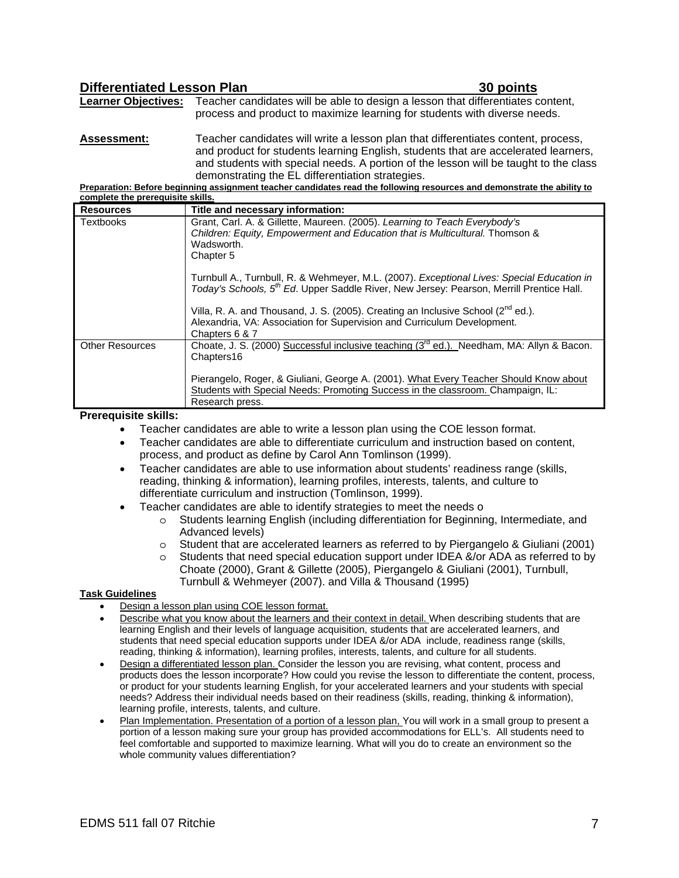## Differentiated Lesson Plan 30 points

**Learner Objectives:** Teacher candidates will be able to design a lesson that differentiates content, process and product to maximize learning for students with diverse needs.

**Assessment:** Teacher candidates will write a lesson plan that differentiates content, process, and product for students learning English, students that are accelerated learners, and students with special needs. A portion of the lesson will be taught to the class demonstrating the EL differentiation strategies.

**Preparation: Before beginning assignment teacher candidates read the following resources and demonstrate the ability to complete the prerequisite skills.**

| Resources | Title and necessary information: |
|---|---|
| Textbooks | Grant, Carl. A. & Gillette, Maureen. (2005). *Learning to Teach Everybody's Children: Equity, Empowerment and Education that is Multicultural.* Thomson & Wadsworth.<br>Chapter 5<br><br>Turnbull A., Turnbull, R. & Wehmeyer, M.L. (2007). *Exceptional Lives: Special Education in Today's Schools, 5th Ed*. Upper Saddle River, New Jersey: Pearson, Merrill Prentice Hall.<br><br>Villa, R. A. and Thousand, J. S. (2005). Creating an Inclusive School (2nd ed.). Alexandria, VA: Association for Supervision and Curriculum Development.<br>Chapters 6 & 7 |
| Other Resources | Choate, J. S. (2000) Successful inclusive teaching (3rd ed.). Needham, MA: Allyn & Bacon. Chapters16<br><br>Pierangelo, Roger, & Giuliani, George A. (2001). What Every Teacher Should Know about Students with Special Needs: Promoting Success in the classroom. Champaign, IL: Research press. |

**Prerequisite skills:**

- Teacher candidates are able to write a lesson plan using the COE lesson format.
- Teacher candidates are able to differentiate curriculum and instruction based on content, process, and product as define by Carol Ann Tomlinson (1999).
- Teacher candidates are able to use information about students' readiness range (skills, reading, thinking & information), learning profiles, interests, talents, and culture to differentiate curriculum and instruction (Tomlinson, 1999).
- Teacher candidates are able to identify strategies to meet the needs o
  - Students learning English (including differentiation for Beginning, Intermediate, and Advanced levels)
  - Student that are accelerated learners as referred to by Piergangelo & Giuliani (2001)
  - Students that need special education support under IDEA &/or ADA as referred to by Choate (2000), Grant & Gillette (2005), Piergangelo & Giuliani (2001), Turnbull, Turnbull & Wehmeyer (2007). and Villa & Thousand (1995)

**Task Guidelines**

- Design a lesson plan using COE lesson format.
- Describe what you know about the learners and their context in detail. When describing students that are learning English and their levels of language acquisition, students that are accelerated learners, and students that need special education supports under IDEA &/or ADA include, readiness range (skills, reading, thinking & information), learning profiles, interests, talents, and culture for all students.
- Design a differentiated lesson plan. Consider the lesson you are revising, what content, process and products does the lesson incorporate? How could you revise the lesson to differentiate the content, process, or product for your students learning English, for your accelerated learners and your students with special needs? Address their individual needs based on their readiness (skills, reading, thinking & information), learning profile, interests, talents, and culture.
- Plan Implementation. Presentation of a portion of a lesson plan, You will work in a small group to present a portion of a lesson making sure your group has provided accommodations for ELL's. All students need to feel comfortable and supported to maximize learning. What will you do to create an environment so the whole community values differentiation?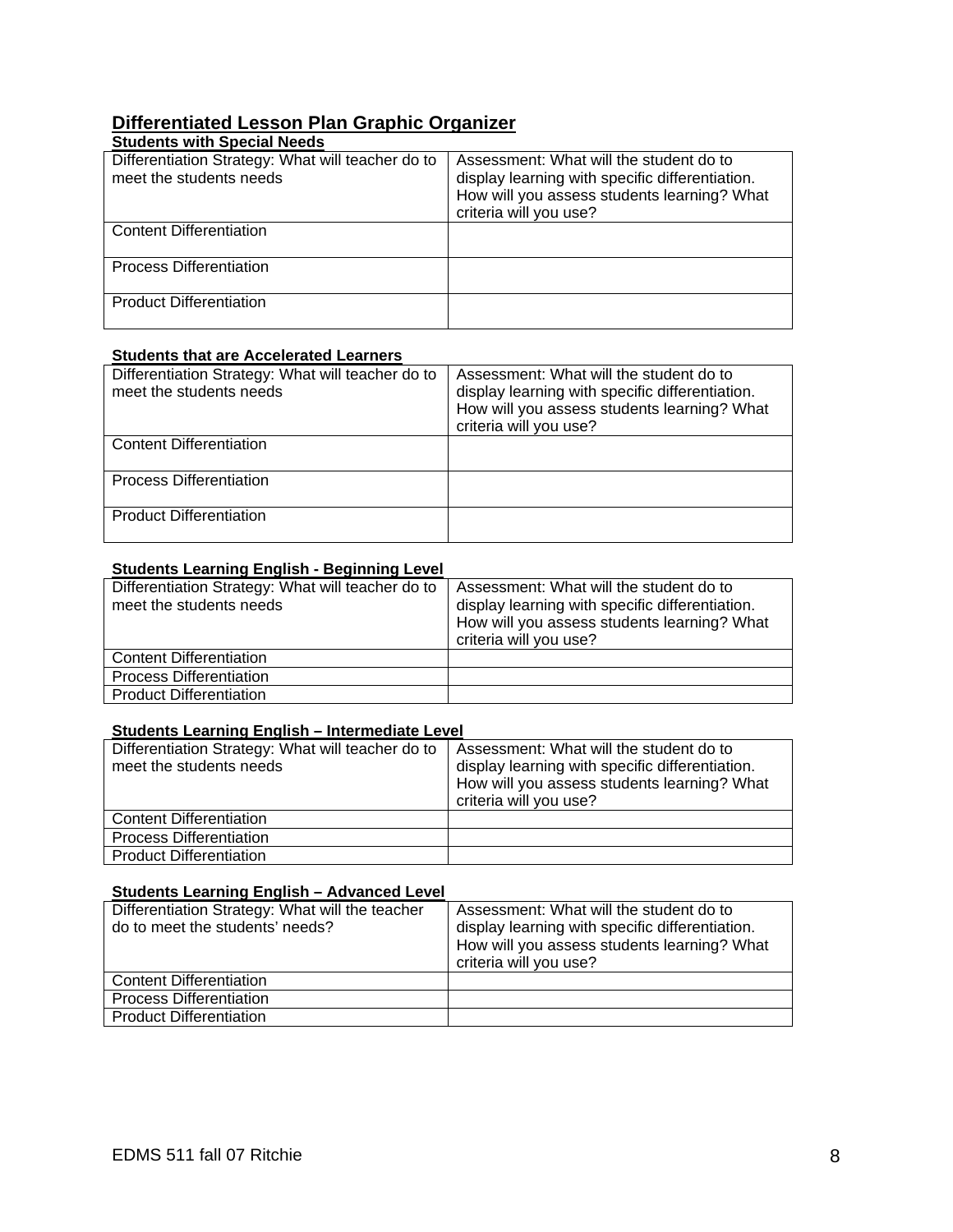## Differentiated Lesson Plan Graphic Organizer

**Students with Special Needs**

| Differentiation Strategy: What will teacher do to meet the students needs | Assessment: What will the student do to display learning with specific differentiation. How will you assess students learning? What criteria will you use? |
|---|---|
| Content Differentiation | |
| Process Differentiation | |
| Product Differentiation | |

**Students that are Accelerated Learners**

| Differentiation Strategy: What will teacher do to meet the students needs | Assessment: What will the student do to display learning with specific differentiation. How will you assess students learning? What criteria will you use? |
|---|---|
| Content Differentiation | |
| Process Differentiation | |
| Product Differentiation | |

**Students Learning English - Beginning Level**

| Differentiation Strategy: What will teacher do to meet the students needs | Assessment: What will the student do to display learning with specific differentiation. How will you assess students learning? What criteria will you use? |
|---|---|
| Content Differentiation | |
| Process Differentiation | |
| Product Differentiation | |

**Students Learning English – Intermediate Level**

| Differentiation Strategy: What will teacher do to meet the students needs | Assessment: What will the student do to display learning with specific differentiation. How will you assess students learning? What criteria will you use? |
|---|---|
| Content Differentiation | |
| Process Differentiation | |
| Product Differentiation | |

**Students Learning English – Advanced Level**

| Differentiation Strategy: What will the teacher do to meet the students' needs? | Assessment: What will the student do to display learning with specific differentiation. How will you assess students learning? What criteria will you use? |
|---|---|
| Content Differentiation | |
| Process Differentiation | |
| Product Differentiation | |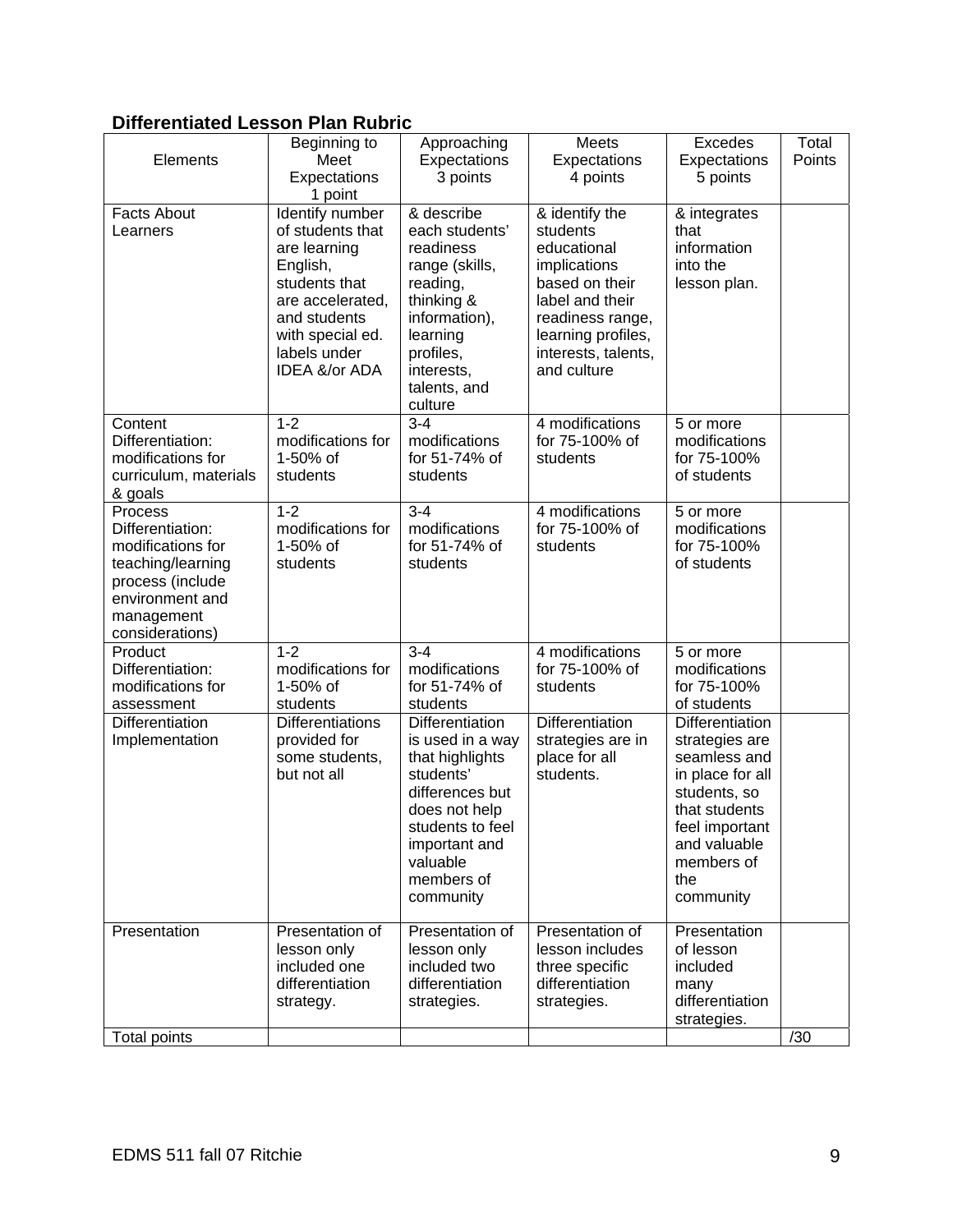### Differentiated Lesson Plan Rubric

| Elements | Beginning to Meet Expectations 1 point | Approaching Expectations 3 points | Meets Expectations 4 points | Excedes Expectations 5 points | Total Points |
|---|---|---|---|---|---|
| Facts About Learners | Identify number of students that are learning English, students that are accelerated, and students with special ed. labels under IDEA &/or ADA | & describe each students' readiness range (skills, reading, thinking & information), learning profiles, interests, talents, and culture | & identify the students educational implications based on their label and their readiness range, learning profiles, interests, talents, and culture | & integrates that information into the lesson plan. | |
| Content Differentiation: modifications for curriculum, materials & goals | 1-2 modifications for 1-50% of students | 3-4 modifications for 51-74% of students | 4 modifications for 75-100% of students | 5 or more modifications for 75-100% of students | |
| Process Differentiation: modifications for teaching/learning process (include environment and management considerations) | 1-2 modifications for 1-50% of students | 3-4 modifications for 51-74% of students | 4 modifications for 75-100% of students | 5 or more modifications for 75-100% of students | |
| Product Differentiation: modifications for assessment | 1-2 modifications for 1-50% of students | 3-4 modifications for 51-74% of students | 4 modifications for 75-100% of students | 5 or more modifications for 75-100% of students | |
| Differentiation Implementation | Differentiations provided for some students, but not all | Differentiation is used in a way that highlights students' differences but does not help students to feel important and valuable members of community | Differentiation strategies are in place for all students. | Differentiation strategies are seamless and in place for all students, so that students feel important and valuable members of the community | |
| Presentation | Presentation of lesson only included one differentiation strategy. | Presentation of lesson only included two differentiation strategies. | Presentation of lesson includes three specific differentiation strategies. | Presentation of lesson included many differentiation strategies. | |
| Total points | | | | | /30 |

EDMS 511 fall 07 Ritchie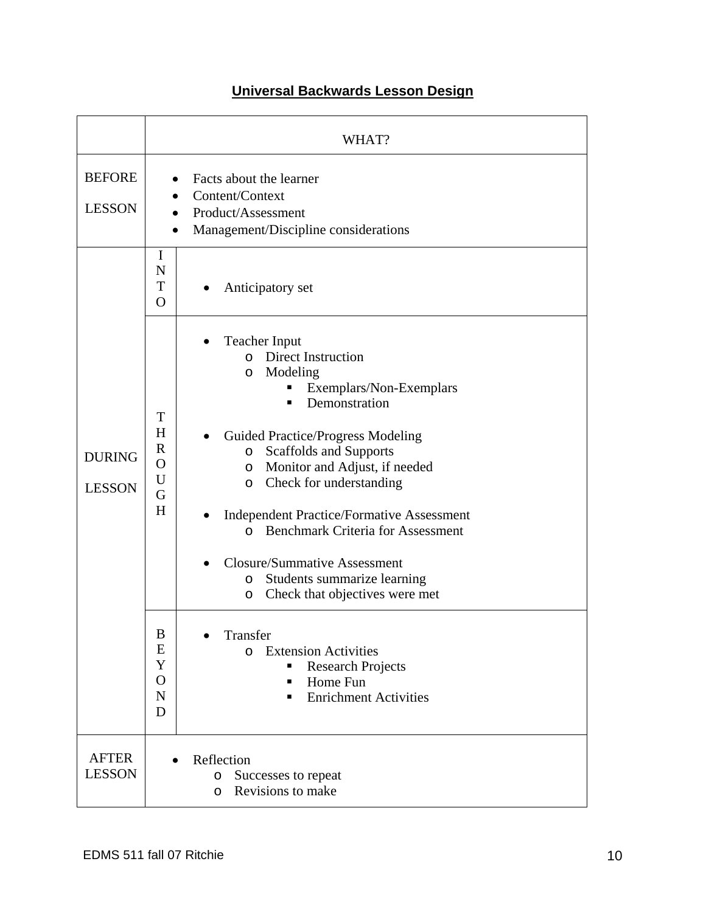## Universal Backwards Lesson Design

| | | WHAT? |
|---|---|---|
| BEFORE LESSON | | • Facts about the learner<br>• Content/Context<br>• Product/Assessment<br>• Management/Discipline considerations |
| DURING LESSON | INTO | • Anticipatory set |
| | THROUGH | • Teacher Input<br>  o Direct Instruction<br>  o Modeling<br>    ▪ Exemplars/Non-Exemplars<br>    ▪ Demonstration<br><br>• Guided Practice/Progress Modeling<br>  o Scaffolds and Supports<br>  o Monitor and Adjust, if needed<br>  o Check for understanding<br><br>• Independent Practice/Formative Assessment<br>  o Benchmark Criteria for Assessment<br><br>• Closure/Summative Assessment<br>  o Students summarize learning<br>  o Check that objectives were met |
| | BEYOND | • Transfer<br>  o Extension Activities<br>    ▪ Research Projects<br>    ▪ Home Fun<br>    ▪ Enrichment Activities |
| AFTER LESSON | | • Reflection<br>  o Successes to repeat<br>  o Revisions to make |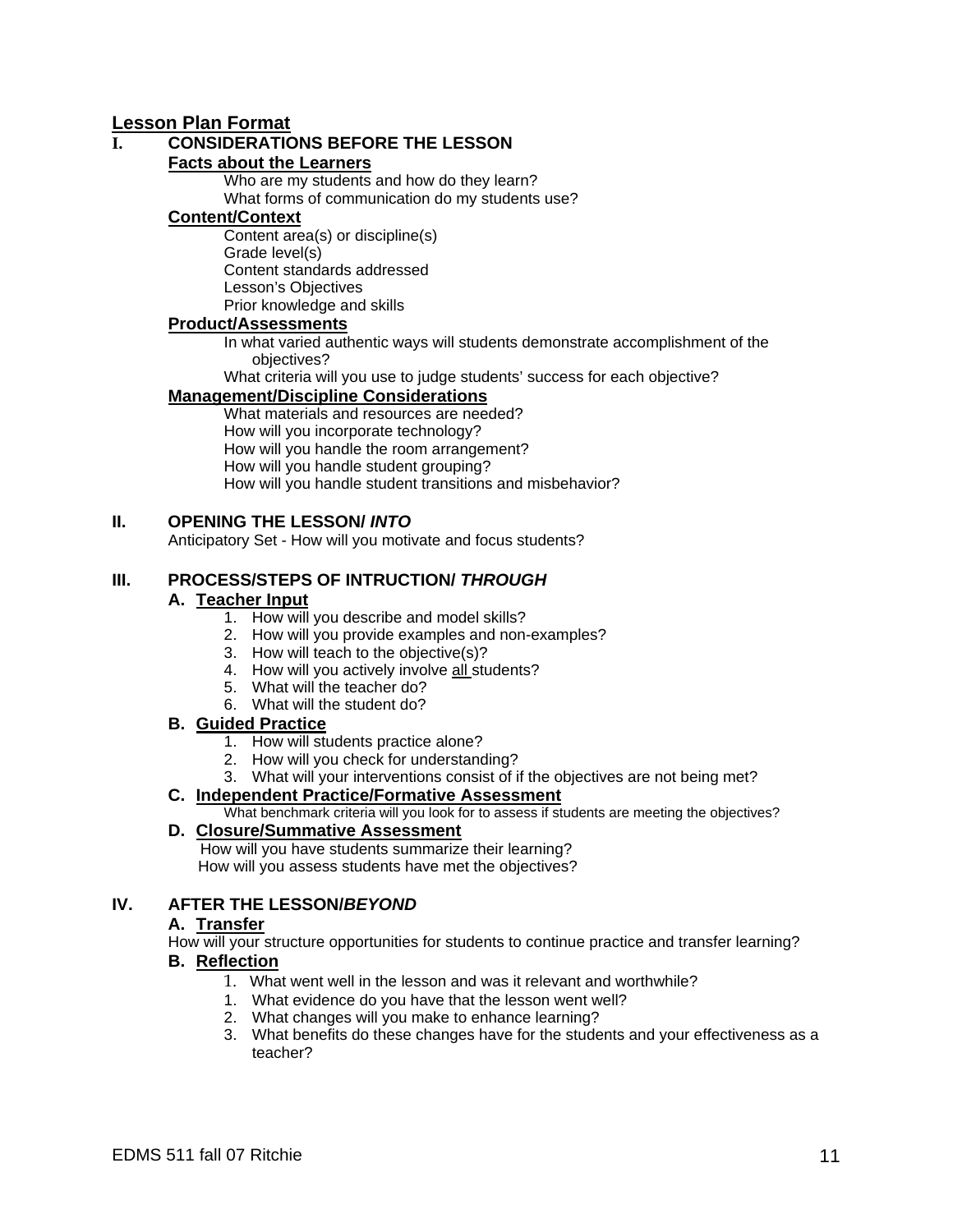## Lesson Plan Format

### I. CONSIDERATIONS BEFORE THE LESSON

**Facts about the Learners**

Who are my students and how do they learn?
What forms of communication do my students use?

**Content/Context**

Content area(s) or discipline(s)
Grade level(s)
Content standards addressed
Lesson's Objectives
Prior knowledge and skills

**Product/Assessments**

In what varied authentic ways will students demonstrate accomplishment of the objectives?
What criteria will you use to judge students' success for each objective?

**Management/Discipline Considerations**

What materials and resources are needed?
How will you incorporate technology?
How will you handle the room arrangement?
How will you handle student grouping?
How will you handle student transitions and misbehavior?

### II. OPENING THE LESSON/ *INTO*

Anticipatory Set - How will you motivate and focus students?

### III. PROCESS/STEPS OF INTRUCTION/ *THROUGH*

**A. Teacher Input**

1. How will you describe and model skills?
2. How will you provide examples and non-examples?
3. How will teach to the objective(s)?
4. How will you actively involve all students?
5. What will the teacher do?
6. What will the student do?

**B. Guided Practice**

1. How will students practice alone?
2. How will you check for understanding?
3. What will your interventions consist of if the objectives are not being met?

**C. Independent Practice/Formative Assessment**

What benchmark criteria will you look for to assess if students are meeting the objectives?

**D. Closure/Summative Assessment**

How will you have students summarize their learning?
How will you assess students have met the objectives?

### IV. AFTER THE LESSON/*BEYOND*

**A. Transfer**

How will your structure opportunities for students to continue practice and transfer learning?

**B. Reflection**

1. What went well in the lesson and was it relevant and worthwhile?
1. What evidence do you have that the lesson went well?
2. What changes will you make to enhance learning?
3. What benefits do these changes have for the students and your effectiveness as a teacher?

EDMS 511 fall 07 Ritchie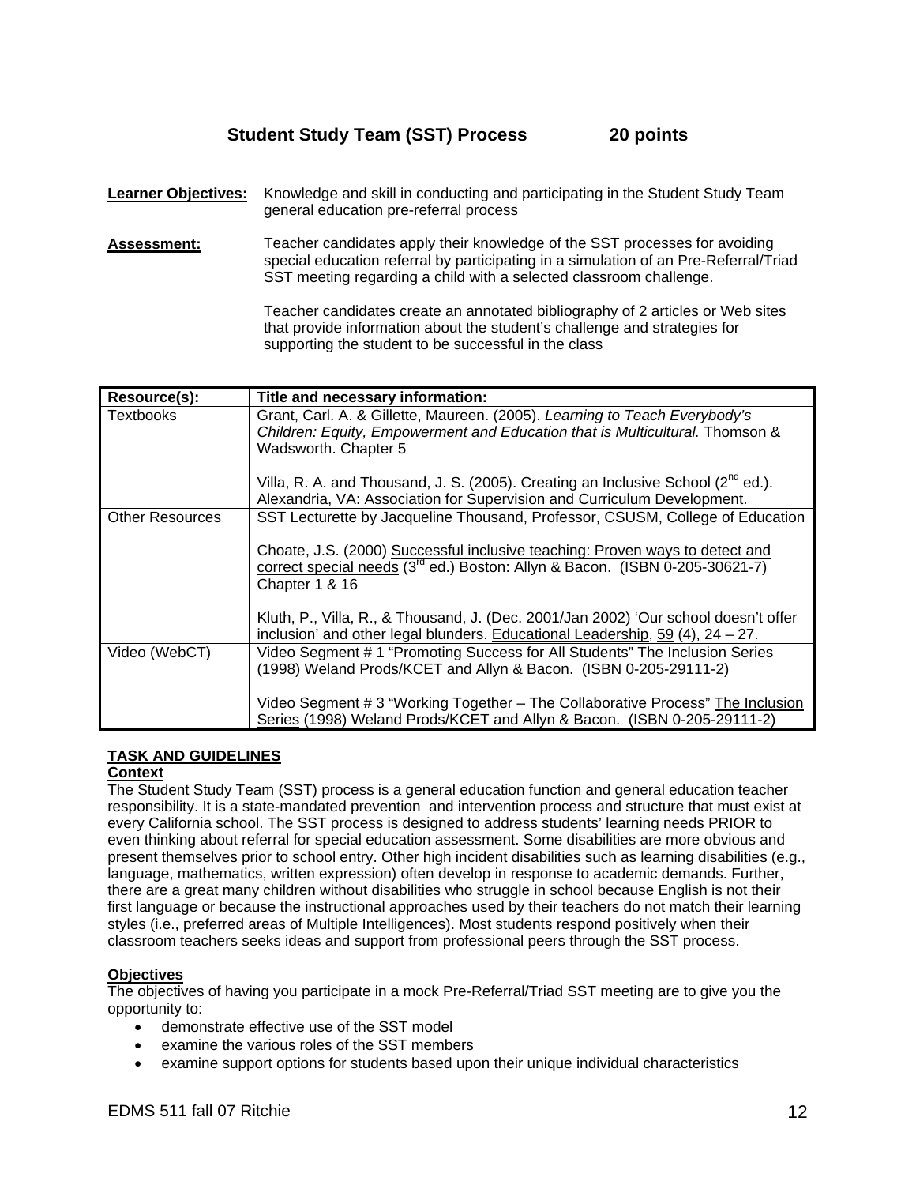## Student Study Team (SST) Process 20 points

**Learner Objectives:** Knowledge and skill in conducting and participating in the Student Study Team general education pre-referral process

**Assessment:** Teacher candidates apply their knowledge of the SST processes for avoiding special education referral by participating in a simulation of an Pre-Referral/Triad SST meeting regarding a child with a selected classroom challenge.

Teacher candidates create an annotated bibliography of 2 articles or Web sites that provide information about the student's challenge and strategies for supporting the student to be successful in the class

| Resource(s): | Title and necessary information: |
| --- | --- |
| Textbooks | Grant, Carl. A. & Gillette, Maureen. (2005). *Learning to Teach Everybody's Children: Equity, Empowerment and Education that is Multicultural.* Thomson & Wadsworth. Chapter 5<br><br>Villa, R. A. and Thousand, J. S. (2005). Creating an Inclusive School (2nd ed.). Alexandria, VA: Association for Supervision and Curriculum Development. |
| Other Resources | SST Lecturette by Jacqueline Thousand, Professor, CSUSM, College of Education<br><br>Choate, J.S. (2000) Successful inclusive teaching: Proven ways to detect and correct special needs (3rd ed.) Boston: Allyn & Bacon. (ISBN 0-205-30621-7) Chapter 1 & 16<br><br>Kluth, P., Villa, R., & Thousand, J. (Dec. 2001/Jan 2002) 'Our school doesn't offer inclusion' and other legal blunders. Educational Leadership, 59 (4), 24 – 27. |
| Video (WebCT) | Video Segment # 1 "Promoting Success for All Students" The Inclusion Series (1998) Weland Prods/KCET and Allyn & Bacon. (ISBN 0-205-29111-2)<br><br>Video Segment # 3 "Working Together – The Collaborative Process" The Inclusion Series (1998) Weland Prods/KCET and Allyn & Bacon. (ISBN 0-205-29111-2) |

### TASK AND GUIDELINES

#### Context

The Student Study Team (SST) process is a general education function and general education teacher responsibility. It is a state-mandated prevention and intervention process and structure that must exist at every California school. The SST process is designed to address students' learning needs PRIOR to even thinking about referral for special education assessment. Some disabilities are more obvious and present themselves prior to school entry. Other high incident disabilities such as learning disabilities (e.g., language, mathematics, written expression) often develop in response to academic demands. Further, there are a great many children without disabilities who struggle in school because English is not their first language or because the instructional approaches used by their teachers do not match their learning styles (i.e., preferred areas of Multiple Intelligences). Most students respond positively when their classroom teachers seeks ideas and support from professional peers through the SST process.

#### Objectives

The objectives of having you participate in a mock Pre-Referral/Triad SST meeting are to give you the opportunity to:

- demonstrate effective use of the SST model
- examine the various roles of the SST members
- examine support options for students based upon their unique individual characteristics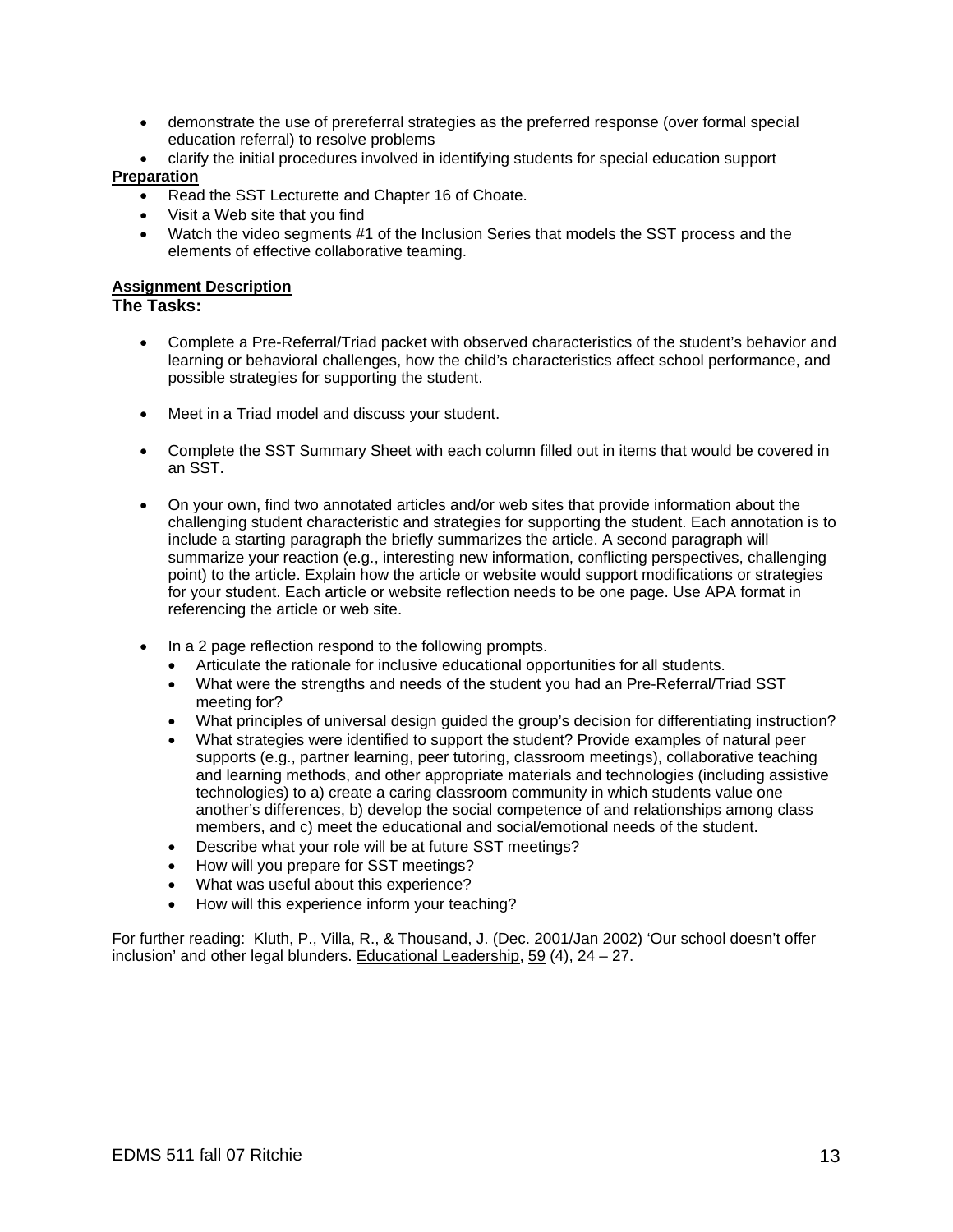- demonstrate the use of prereferral strategies as the preferred response (over formal special education referral) to resolve problems
- clarify the initial procedures involved in identifying students for special education support

**Preparation**

- Read the SST Lecturette and Chapter 16 of Choate.
- Visit a Web site that you find
- Watch the video segments #1 of the Inclusion Series that models the SST process and the elements of effective collaborative teaming.

**Assignment Description**

**The Tasks:**

- Complete a Pre-Referral/Triad packet with observed characteristics of the student's behavior and learning or behavioral challenges, how the child's characteristics affect school performance, and possible strategies for supporting the student.

- Meet in a Triad model and discuss your student.

- Complete the SST Summary Sheet with each column filled out in items that would be covered in an SST.

- On your own, find two annotated articles and/or web sites that provide information about the challenging student characteristic and strategies for supporting the student. Each annotation is to include a starting paragraph the briefly summarizes the article. A second paragraph will summarize your reaction (e.g., interesting new information, conflicting perspectives, challenging point) to the article. Explain how the article or website would support modifications or strategies for your student. Each article or website reflection needs to be one page. Use APA format in referencing the article or web site.

- In a 2 page reflection respond to the following prompts.
  - Articulate the rationale for inclusive educational opportunities for all students.
  - What were the strengths and needs of the student you had an Pre-Referral/Triad SST meeting for?
  - What principles of universal design guided the group's decision for differentiating instruction?
  - What strategies were identified to support the student? Provide examples of natural peer supports (e.g., partner learning, peer tutoring, classroom meetings), collaborative teaching and learning methods, and other appropriate materials and technologies (including assistive technologies) to a) create a caring classroom community in which students value one another's differences, b) develop the social competence of and relationships among class members, and c) meet the educational and social/emotional needs of the student.
  - Describe what your role will be at future SST meetings?
  - How will you prepare for SST meetings?
  - What was useful about this experience?
  - How will this experience inform your teaching?

For further reading: Kluth, P., Villa, R., & Thousand, J. (Dec. 2001/Jan 2002) 'Our school doesn't offer inclusion' and other legal blunders. Educational Leadership, 59 (4), 24 – 27.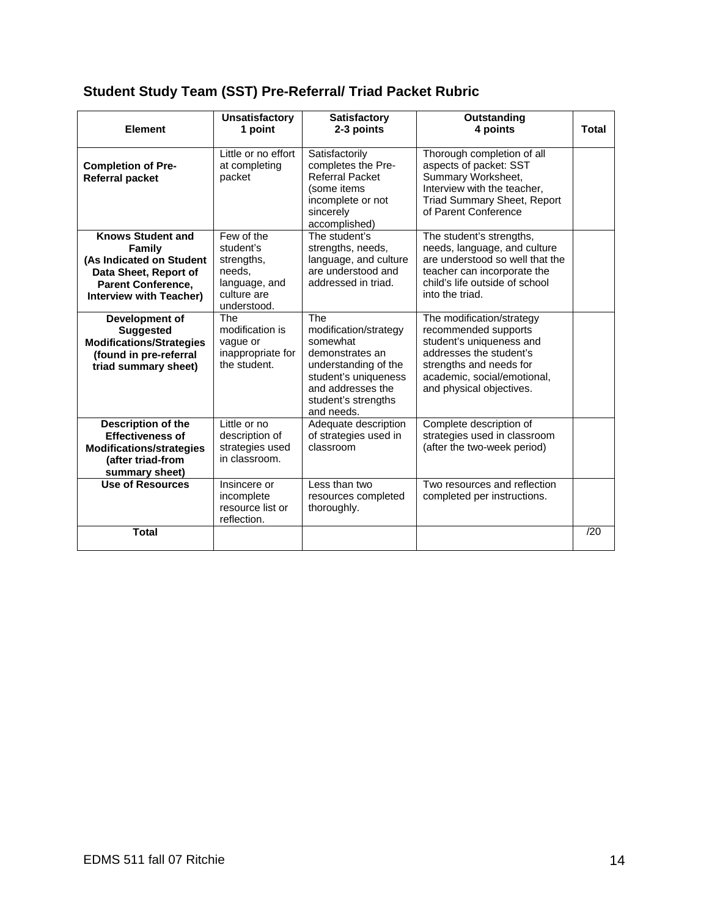## Student Study Team (SST) Pre-Referral/ Triad Packet Rubric

| Element | Unsatisfactory 1 point | Satisfactory 2-3 points | Outstanding 4 points | Total |
|---|---|---|---|---|
| **Completion of Pre-Referral packet** | Little or no effort at completing packet | Satisfactorily completes the Pre-Referral Packet (some items incomplete or not sincerely accomplished) | Thorough completion of all aspects of packet: SST Summary Worksheet, Interview with the teacher, Triad Summary Sheet, Report of Parent Conference | |
| **Knows Student and Family (As Indicated on Student Data Sheet, Report of Parent Conference, Interview with Teacher)** | Few of the student's strengths, needs, language, and culture are understood. | The student's strengths, needs, language, and culture are understood and addressed in triad. | The student's strengths, needs, language, and culture are understood so well that the teacher can incorporate the child's life outside of school into the triad. | |
| **Development of Suggested Modifications/Strategies (found in pre-referral triad summary sheet)** | The modification is vague or inappropriate for the student. | The modification/strategy somewhat demonstrates an understanding of the student's uniqueness and addresses the student's strengths and needs. | The modification/strategy recommended supports student's uniqueness and addresses the student's strengths and needs for academic, social/emotional, and physical objectives. | |
| **Description of the Effectiveness of Modifications/strategies (after triad-from summary sheet)** | Little or no description of strategies used in classroom. | Adequate description of strategies used in classroom | Complete description of strategies used in classroom (after the two-week period) | |
| **Use of Resources** | Insincere or incomplete resource list or reflection. | Less than two resources completed thoroughly. | Two resources and reflection completed per instructions. | |
| **Total** | | | | /20 |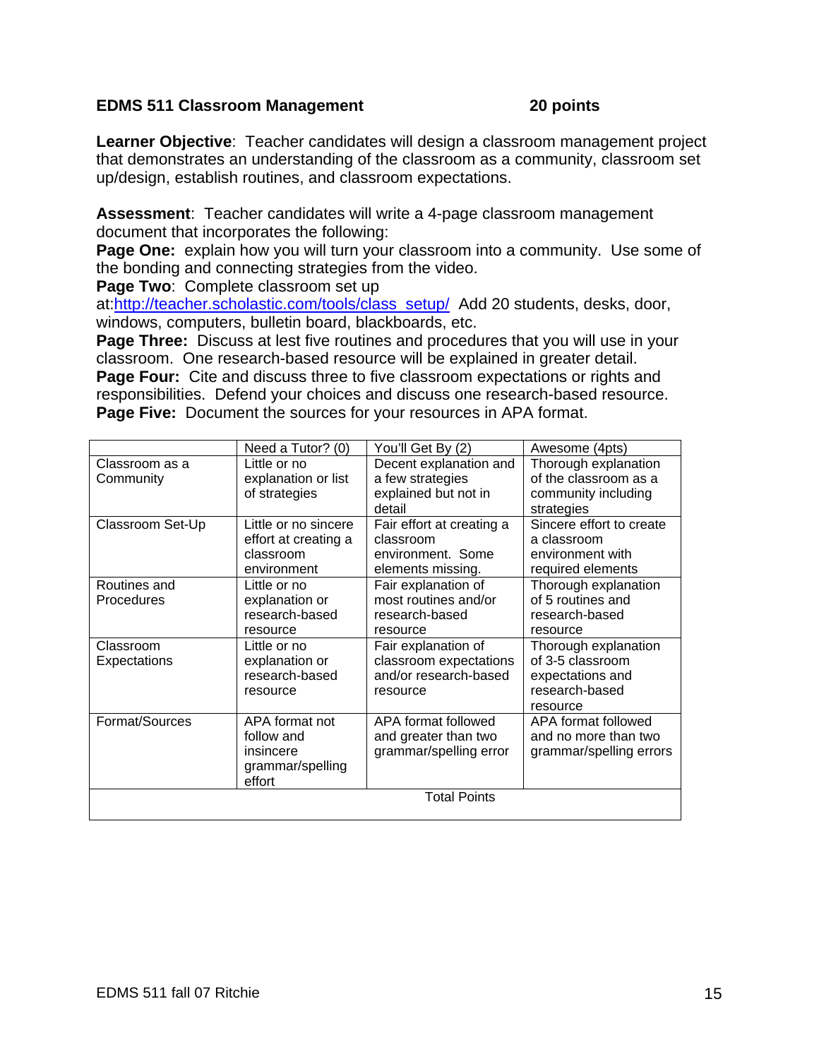**EDMS 511 Classroom Management** **20 points**

**Learner Objective**: Teacher candidates will design a classroom management project that demonstrates an understanding of the classroom as a community, classroom set up/design, establish routines, and classroom expectations.

**Assessment**: Teacher candidates will write a 4-page classroom management document that incorporates the following:

**Page One:** explain how you will turn your classroom into a community. Use some of the bonding and connecting strategies from the video.

**Page Two**: Complete classroom set up at:[http://teacher.scholastic.com/tools/class_setup/](http://teacher.scholastic.com/tools/class_setup/) Add 20 students, desks, door, windows, computers, bulletin board, blackboards, etc.

**Page Three:** Discuss at lest five routines and procedures that you will use in your classroom. One research-based resource will be explained in greater detail.

**Page Four:** Cite and discuss three to five classroom expectations or rights and responsibilities. Defend your choices and discuss one research-based resource.

**Page Five:** Document the sources for your resources in APA format.

| | Need a Tutor? (0) | You'll Get By (2) | Awesome (4pts) |
|---|---|---|---|
| Classroom as a Community | Little or no explanation or list of strategies | Decent explanation and a few strategies explained but not in detail | Thorough explanation of the classroom as a community including strategies |
| Classroom Set-Up | Little or no sincere effort at creating a classroom environment | Fair effort at creating a classroom environment. Some elements missing. | Sincere effort to create a classroom environment with required elements |
| Routines and Procedures | Little or no explanation or research-based resource | Fair explanation of most routines and/or research-based resource | Thorough explanation of 5 routines and research-based resource |
| Classroom Expectations | Little or no explanation or research-based resource | Fair explanation of classroom expectations and/or research-based resource | Thorough explanation of 3-5 classroom expectations and research-based resource |
| Format/Sources | APA format not follow and insincere grammar/spelling effort | APA format followed and greater than two grammar/spelling error | APA format followed and no more than two grammar/spelling errors |
| Total Points | | | |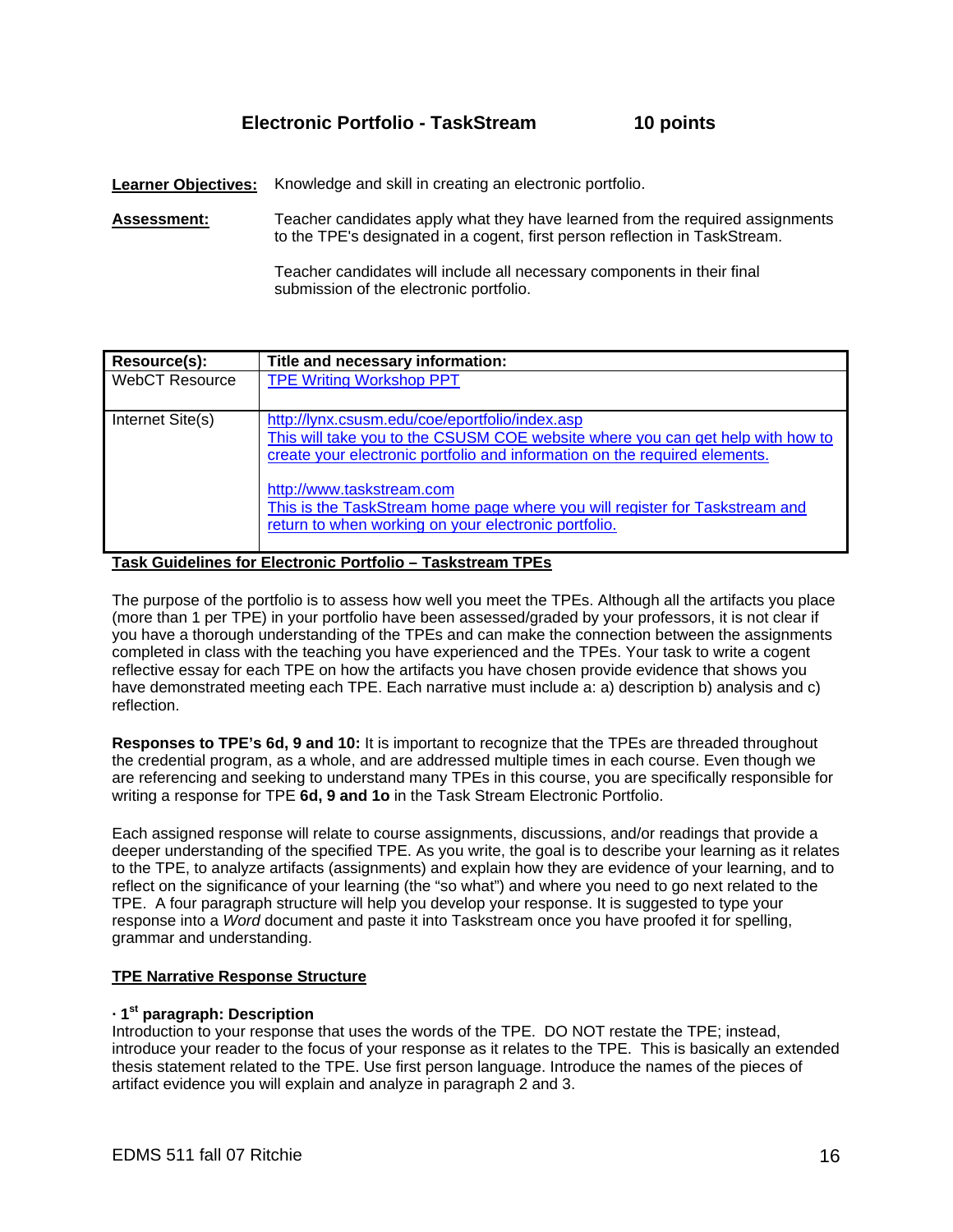## Electronic Portfolio - TaskStream 10 points

**Learner Objectives:** Knowledge and skill in creating an electronic portfolio.

**Assessment:** Teacher candidates apply what they have learned from the required assignments to the TPE's designated in a cogent, first person reflection in TaskStream.

Teacher candidates will include all necessary components in their final submission of the electronic portfolio.

| Resource(s): | Title and necessary information: |
|---|---|
| WebCT Resource | TPE Writing Workshop PPT |
| Internet Site(s) | http://lynx.csusm.edu/coe/eportfolio/index.asp<br>This will take you to the CSUSM COE website where you can get help with how to create your electronic portfolio and information on the required elements.<br><br>http://www.taskstream.com<br>This is the TaskStream home page where you will register for Taskstream and return to when working on your electronic portfolio. |

**Task Guidelines for Electronic Portfolio – Taskstream TPEs**

The purpose of the portfolio is to assess how well you meet the TPEs. Although all the artifacts you place (more than 1 per TPE) in your portfolio have been assessed/graded by your professors, it is not clear if you have a thorough understanding of the TPEs and can make the connection between the assignments completed in class with the teaching you have experienced and the TPEs. Your task to write a cogent reflective essay for each TPE on how the artifacts you have chosen provide evidence that shows you have demonstrated meeting each TPE. Each narrative must include a: a) description b) analysis and c) reflection.

**Responses to TPE's 6d, 9 and 10:** It is important to recognize that the TPEs are threaded throughout the credential program, as a whole, and are addressed multiple times in each course. Even though we are referencing and seeking to understand many TPEs in this course, you are specifically responsible for writing a response for TPE **6d, 9 and 1o** in the Task Stream Electronic Portfolio.

Each assigned response will relate to course assignments, discussions, and/or readings that provide a deeper understanding of the specified TPE. As you write, the goal is to describe your learning as it relates to the TPE, to analyze artifacts (assignments) and explain how they are evidence of your learning, and to reflect on the significance of your learning (the "so what") and where you need to go next related to the TPE. A four paragraph structure will help you develop your response. It is suggested to type your response into a *Word* document and paste it into Taskstream once you have proofed it for spelling, grammar and understanding.

**TPE Narrative Response Structure**

**· 1st paragraph: Description**
Introduction to your response that uses the words of the TPE. DO NOT restate the TPE; instead, introduce your reader to the focus of your response as it relates to the TPE. This is basically an extended thesis statement related to the TPE. Use first person language. Introduce the names of the pieces of artifact evidence you will explain and analyze in paragraph 2 and 3.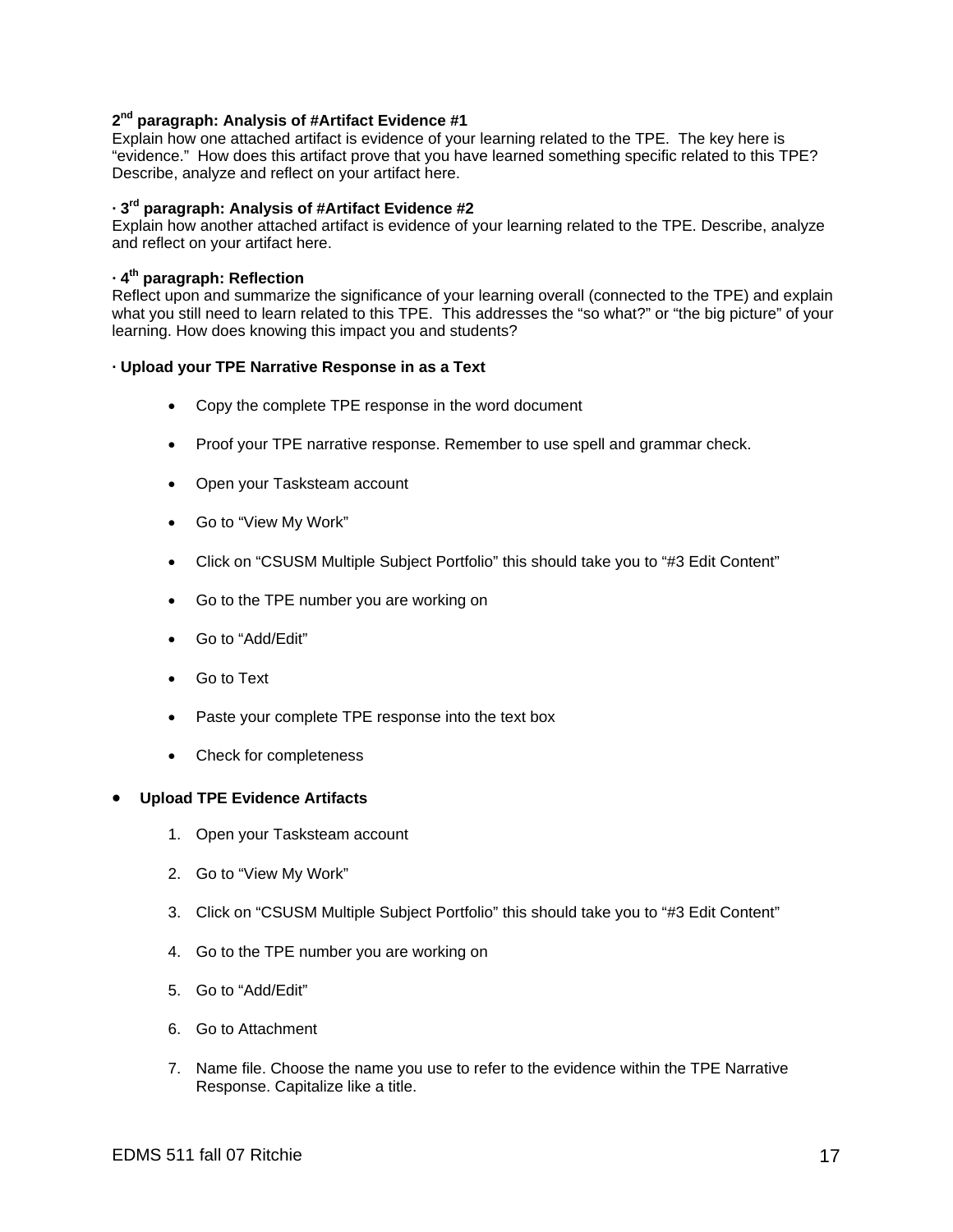**2nd paragraph: Analysis of #Artifact Evidence #1**
Explain how one attached artifact is evidence of your learning related to the TPE. The key here is "evidence." How does this artifact prove that you have learned something specific related to this TPE? Describe, analyze and reflect on your artifact here.

**· 3rd paragraph: Analysis of #Artifact Evidence #2**
Explain how another attached artifact is evidence of your learning related to the TPE. Describe, analyze and reflect on your artifact here.

**· 4th paragraph: Reflection**
Reflect upon and summarize the significance of your learning overall (connected to the TPE) and explain what you still need to learn related to this TPE. This addresses the "so what?" or "the big picture" of your learning. How does knowing this impact you and students?

**· Upload your TPE Narrative Response in as a Text**

- Copy the complete TPE response in the word document
- Proof your TPE narrative response. Remember to use spell and grammar check.
- Open your Tasksteam account
- Go to "View My Work"
- Click on "CSUSM Multiple Subject Portfolio" this should take you to "#3 Edit Content"
- Go to the TPE number you are working on
- Go to "Add/Edit"
- Go to Text
- Paste your complete TPE response into the text box
- Check for completeness

- **Upload TPE Evidence Artifacts**

  1. Open your Tasksteam account
  2. Go to "View My Work"
  3. Click on "CSUSM Multiple Subject Portfolio" this should take you to "#3 Edit Content"
  4. Go to the TPE number you are working on
  5. Go to "Add/Edit"
  6. Go to Attachment
  7. Name file. Choose the name you use to refer to the evidence within the TPE Narrative Response. Capitalize like a title.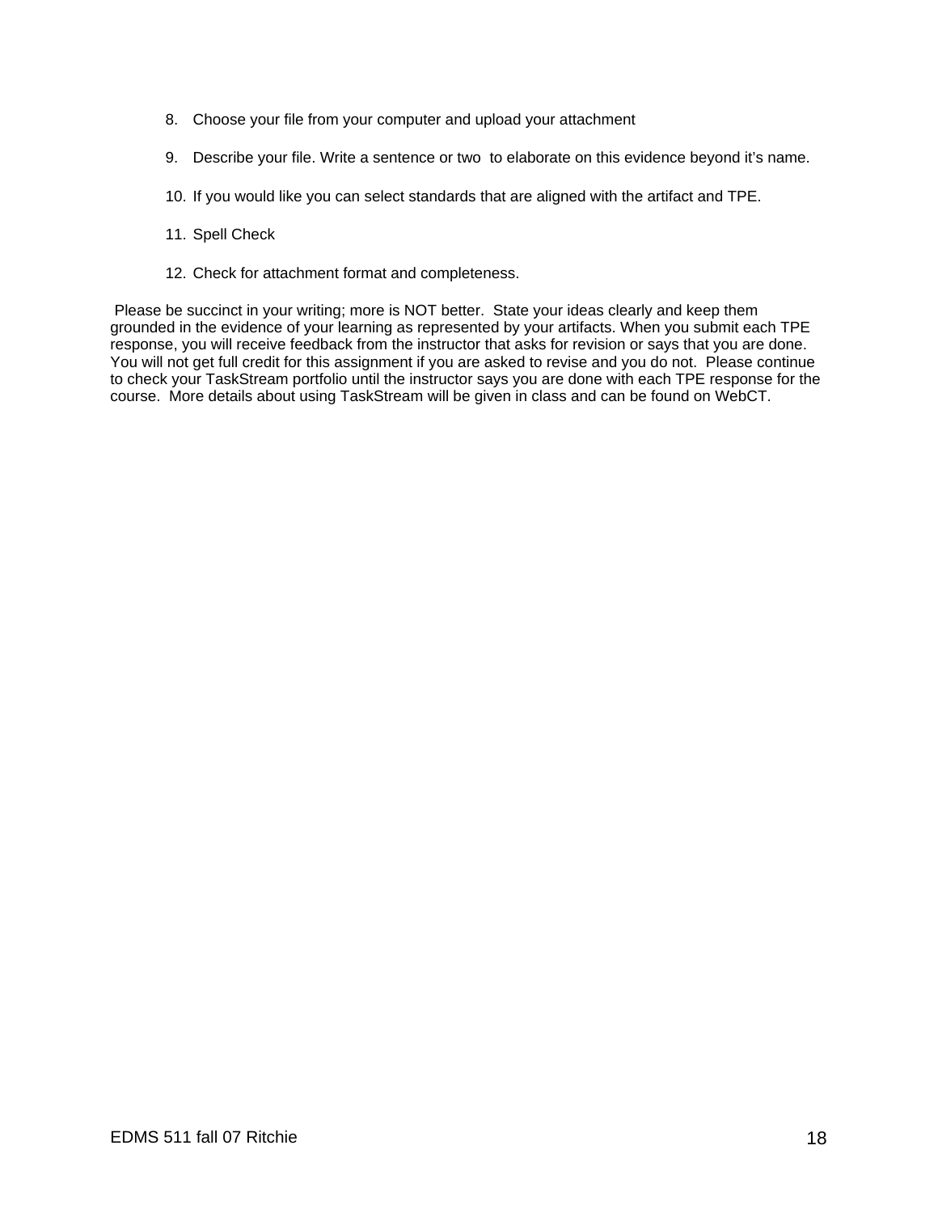8. Choose your file from your computer and upload your attachment

9. Describe your file. Write a sentence or two to elaborate on this evidence beyond it's name.

10. If you would like you can select standards that are aligned with the artifact and TPE.

11. Spell Check

12. Check for attachment format and completeness.

Please be succinct in your writing; more is NOT better. State your ideas clearly and keep them grounded in the evidence of your learning as represented by your artifacts. When you submit each TPE response, you will receive feedback from the instructor that asks for revision or says that you are done. You will not get full credit for this assignment if you are asked to revise and you do not. Please continue to check your TaskStream portfolio until the instructor says you are done with each TPE response for the course. More details about using TaskStream will be given in class and can be found on WebCT.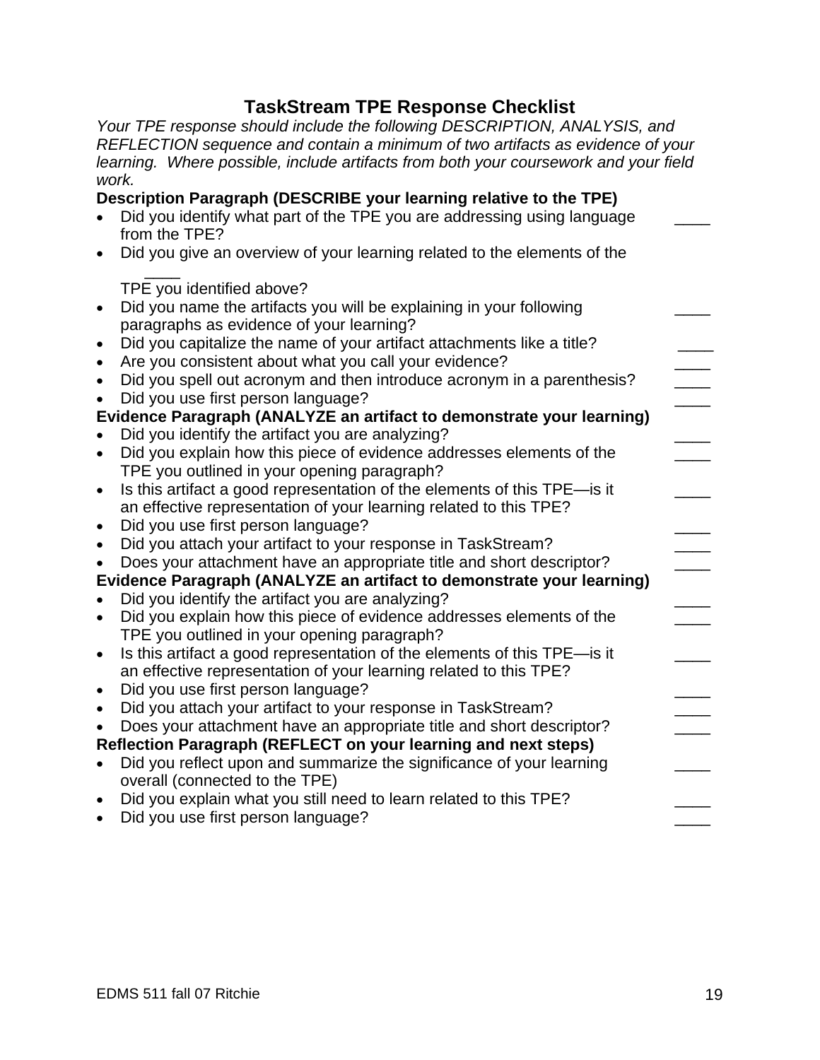# TaskStream TPE Response Checklist

*Your TPE response should include the following DESCRIPTION, ANALYSIS, and REFLECTION sequence and contain a minimum of two artifacts as evidence of your learning. Where possible, include artifacts from both your coursework and your field work.*

**Description Paragraph (DESCRIBE your learning relative to the TPE)**

- Did you identify what part of the TPE you are addressing using language from the TPE? ____
- Did you give an overview of your learning related to the elements of the TPE you identified above? ____
- Did you name the artifacts you will be explaining in your following paragraphs as evidence of your learning? ____
- Did you capitalize the name of your artifact attachments like a title? ____
- Are you consistent about what you call your evidence? ____
- Did you spell out acronym and then introduce acronym in a parenthesis? ____
- Did you use first person language? ____

**Evidence Paragraph (ANALYZE an artifact to demonstrate your learning)**

- Did you identify the artifact you are analyzing? ____
- Did you explain how this piece of evidence addresses elements of the TPE you outlined in your opening paragraph? ____
- Is this artifact a good representation of the elements of this TPE—is it an effective representation of your learning related to this TPE? ____
- Did you use first person language? ____
- Did you attach your artifact to your response in TaskStream? ____
- Does your attachment have an appropriate title and short descriptor? ____

**Evidence Paragraph (ANALYZE an artifact to demonstrate your learning)**

- Did you identify the artifact you are analyzing? ____
- Did you explain how this piece of evidence addresses elements of the TPE you outlined in your opening paragraph? ____
- Is this artifact a good representation of the elements of this TPE—is it an effective representation of your learning related to this TPE? ____
- Did you use first person language? ____
- Did you attach your artifact to your response in TaskStream? ____
- Does your attachment have an appropriate title and short descriptor? ____

**Reflection Paragraph (REFLECT on your learning and next steps)**

- Did you reflect upon and summarize the significance of your learning overall (connected to the TPE) ____
- Did you explain what you still need to learn related to this TPE? ____
- Did you use first person language? ____

EDMS 511 fall 07 Ritchie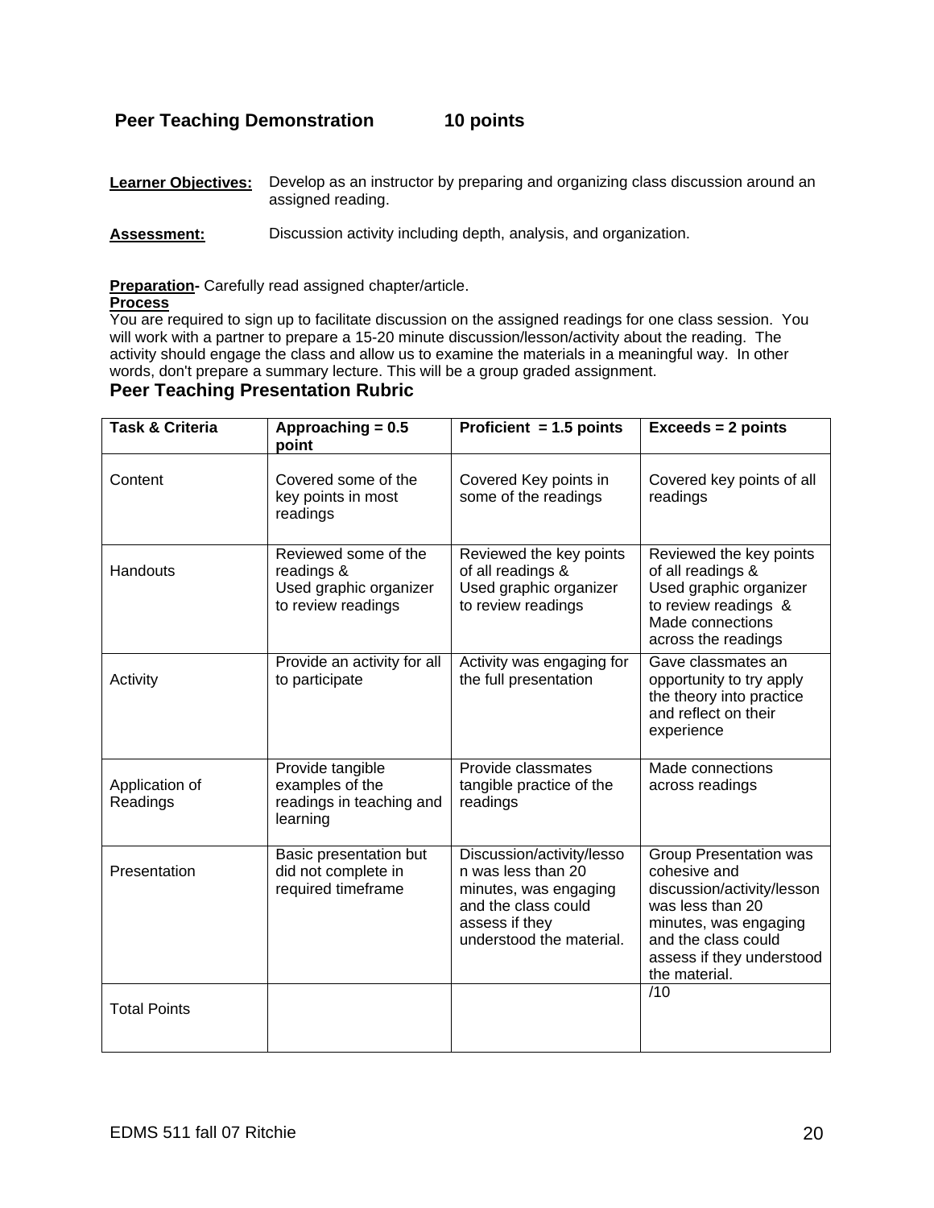## Peer Teaching Demonstration 10 points

**Learner Objectives:** Develop as an instructor by preparing and organizing class discussion around an assigned reading.

**Assessment:** Discussion activity including depth, analysis, and organization.

**Preparation-** Carefully read assigned chapter/article.

**Process**

You are required to sign up to facilitate discussion on the assigned readings for one class session. You will work with a partner to prepare a 15-20 minute discussion/lesson/activity about the reading. The activity should engage the class and allow us to examine the materials in a meaningful way. In other words, don't prepare a summary lecture. This will be a group graded assignment.

### Peer Teaching Presentation Rubric

| Task & Criteria | Approaching = 0.5 point | Proficient = 1.5 points | Exceeds = 2 points |
|---|---|---|---|
| Content | Covered some of the key points in most readings | Covered Key points in some of the readings | Covered key points of all readings |
| Handouts | Reviewed some of the readings & Used graphic organizer to review readings | Reviewed the key points of all readings & Used graphic organizer to review readings | Reviewed the key points of all readings & Used graphic organizer to review readings & Made connections across the readings |
| Activity | Provide an activity for all to participate | Activity was engaging for the full presentation | Gave classmates an opportunity to try apply the theory into practice and reflect on their experience |
| Application of Readings | Provide tangible examples of the readings in teaching and learning | Provide classmates tangible practice of the readings | Made connections across readings |
| Presentation | Basic presentation but did not complete in required timeframe | Discussion/activity/lesson was less than 20 minutes, was engaging and the class could assess if they understood the material. | Group Presentation was cohesive and discussion/activity/lesson was less than 20 minutes, was engaging and the class could assess if they understood the material. |
| Total Points | | | /10 |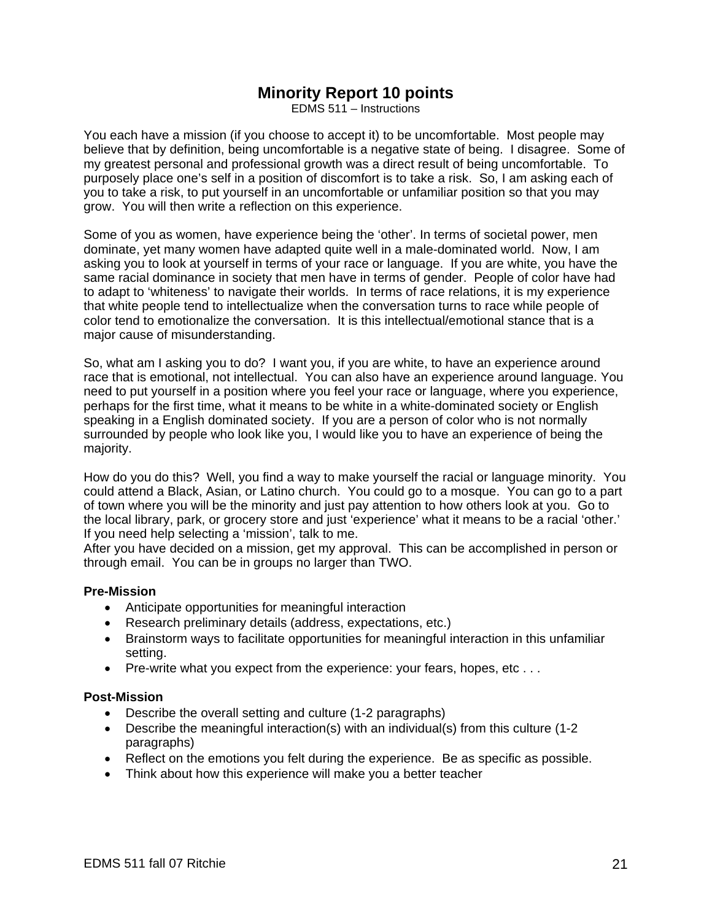# Minority Report 10 points

EDMS 511 – Instructions

You each have a mission (if you choose to accept it) to be uncomfortable. Most people may believe that by definition, being uncomfortable is a negative state of being. I disagree. Some of my greatest personal and professional growth was a direct result of being uncomfortable. To purposely place one's self in a position of discomfort is to take a risk. So, I am asking each of you to take a risk, to put yourself in an uncomfortable or unfamiliar position so that you may grow. You will then write a reflection on this experience.

Some of you as women, have experience being the 'other'. In terms of societal power, men dominate, yet many women have adapted quite well in a male-dominated world. Now, I am asking you to look at yourself in terms of your race or language. If you are white, you have the same racial dominance in society that men have in terms of gender. People of color have had to adapt to 'whiteness' to navigate their worlds. In terms of race relations, it is my experience that white people tend to intellectualize when the conversation turns to race while people of color tend to emotionalize the conversation. It is this intellectual/emotional stance that is a major cause of misunderstanding.

So, what am I asking you to do? I want you, if you are white, to have an experience around race that is emotional, not intellectual. You can also have an experience around language. You need to put yourself in a position where you feel your race or language, where you experience, perhaps for the first time, what it means to be white in a white-dominated society or English speaking in a English dominated society. If you are a person of color who is not normally surrounded by people who look like you, I would like you to have an experience of being the majority.

How do you do this? Well, you find a way to make yourself the racial or language minority. You could attend a Black, Asian, or Latino church. You could go to a mosque. You can go to a part of town where you will be the minority and just pay attention to how others look at you. Go to the local library, park, or grocery store and just 'experience' what it means to be a racial 'other.' If you need help selecting a 'mission', talk to me.
After you have decided on a mission, get my approval. This can be accomplished in person or through email. You can be in groups no larger than TWO.

**Pre-Mission**

- Anticipate opportunities for meaningful interaction
- Research preliminary details (address, expectations, etc.)
- Brainstorm ways to facilitate opportunities for meaningful interaction in this unfamiliar setting.
- Pre-write what you expect from the experience: your fears, hopes, etc . . .

**Post-Mission**

- Describe the overall setting and culture (1-2 paragraphs)
- Describe the meaningful interaction(s) with an individual(s) from this culture (1-2 paragraphs)
- Reflect on the emotions you felt during the experience. Be as specific as possible.
- Think about how this experience will make you a better teacher